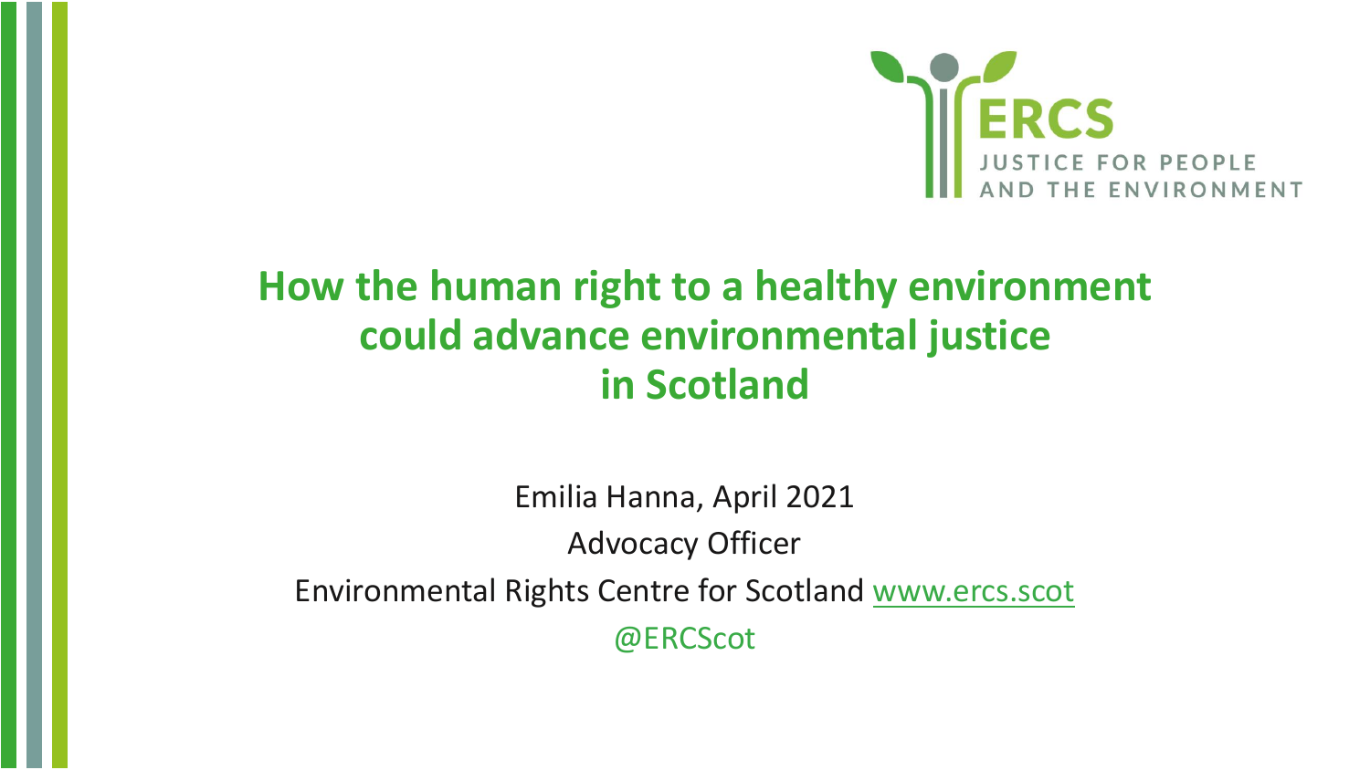ERCS

JUSTICE FOR PEOPLE AND THE ENVIRONMENT

# How the human right to a healthy environment could advance environmental justice in Scotland

Emilia Hanna, April 2021

Advocacy Officer

Environmental Rights Centre for Scotland www.ercs.scot

@ERCScot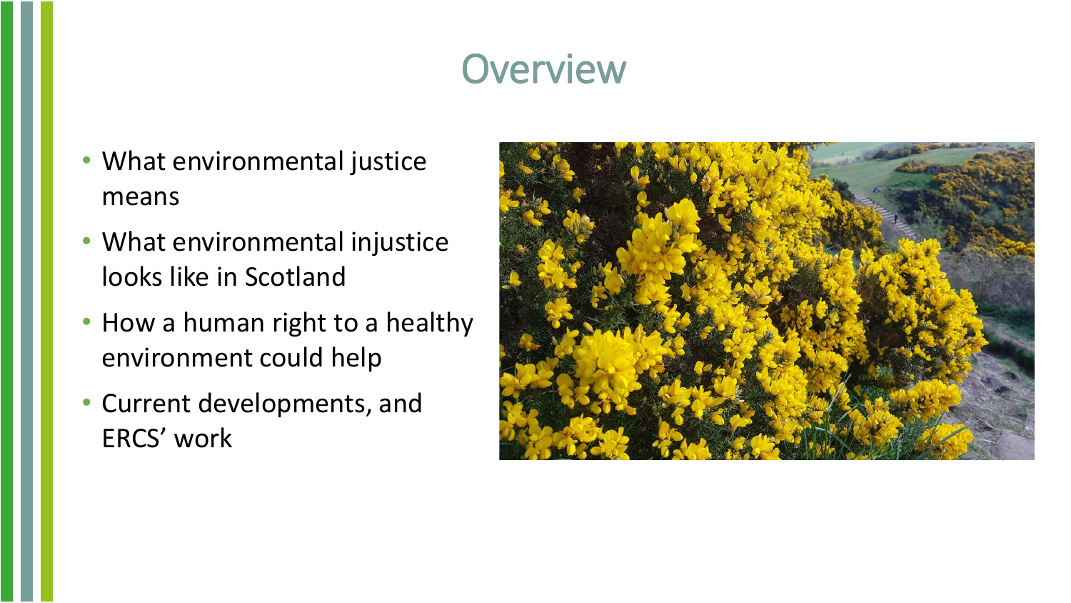# Overview

- What environmental justice means
- What environmental injustice looks like in Scotland
- How a human right to a healthy environment could help
- Current developments, and ERCS' work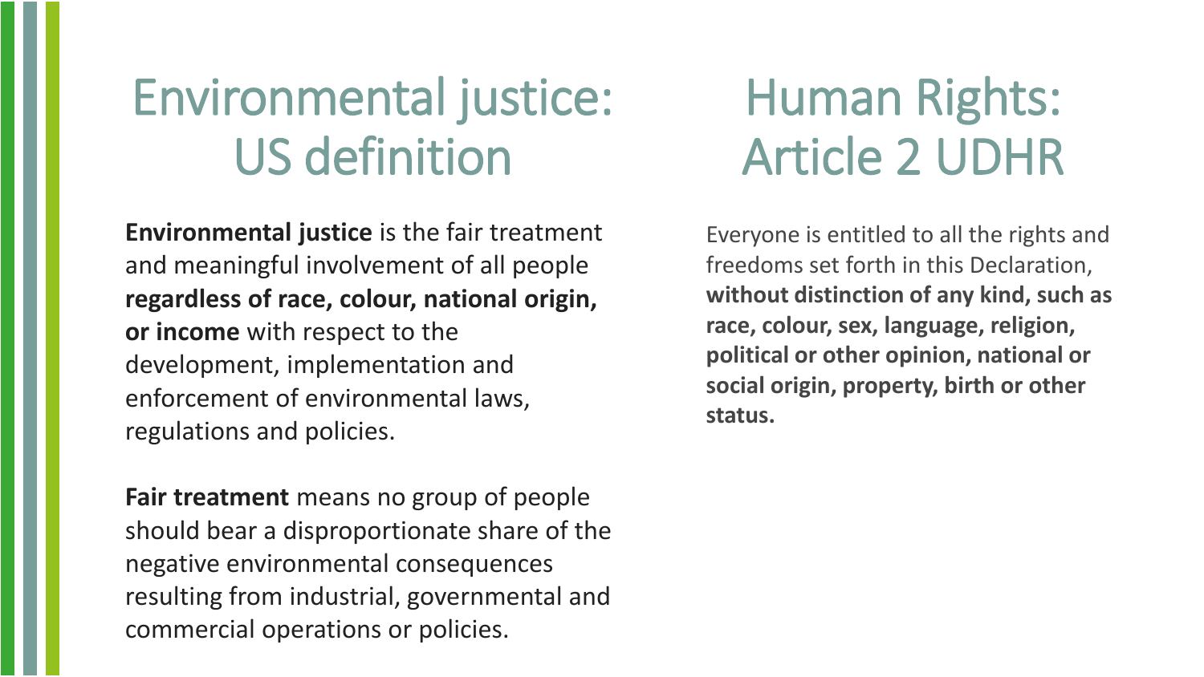# Environmental justice: US definition

**Environmental justice** is the fair treatment and meaningful involvement of all people **regardless of race, colour, national origin, or income** with respect to the development, implementation and enforcement of environmental laws, regulations and policies.

**Fair treatment** means no group of people should bear a disproportionate share of the negative environmental consequences resulting from industrial, governmental and commercial operations or policies.

# Human Rights: Article 2 UDHR

Everyone is entitled to all the rights and freedoms set forth in this Declaration, **without distinction of any kind, such as race, colour, sex, language, religion, political or other opinion, national or social origin, property, birth or other status.**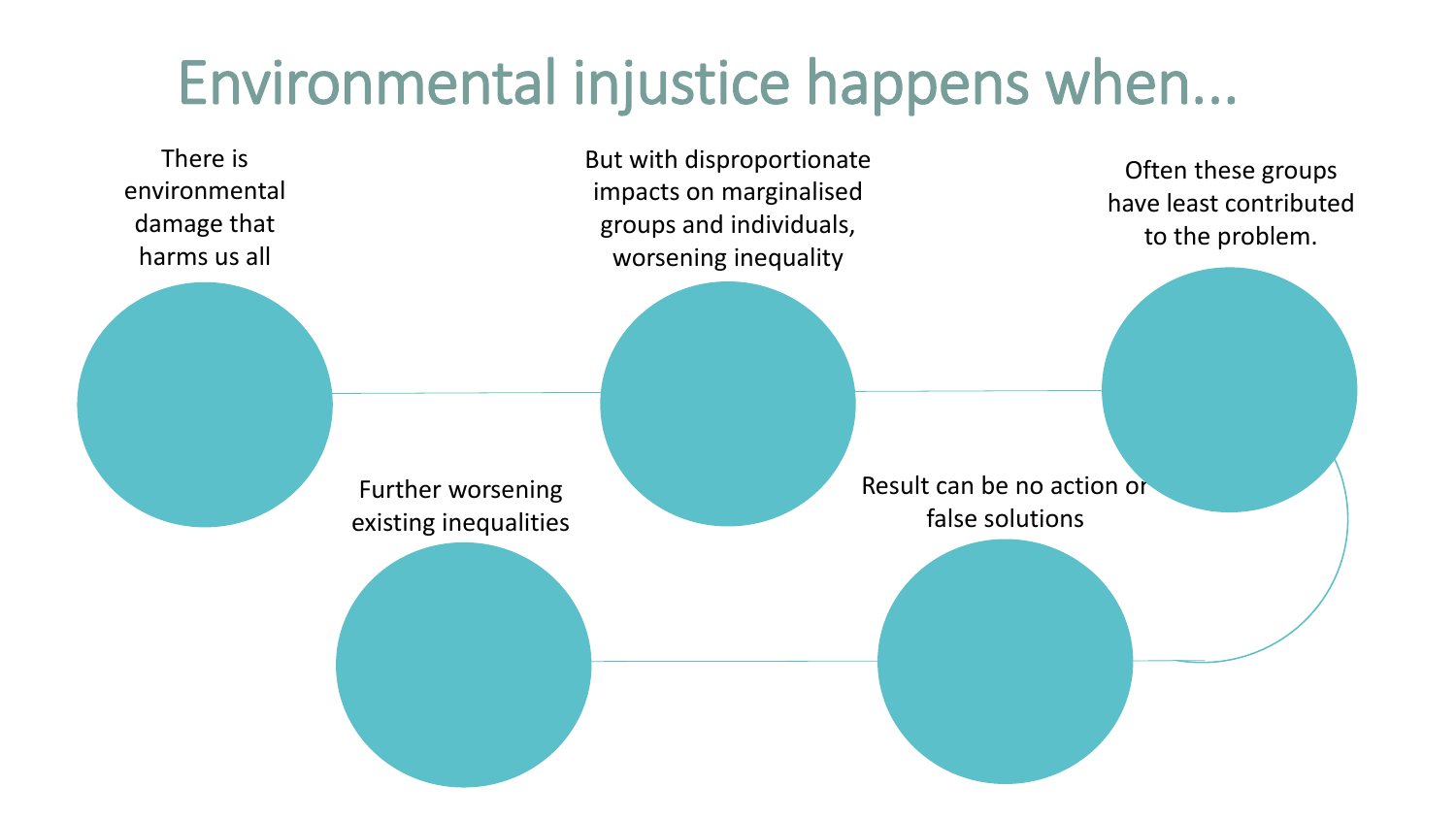# Environmental injustice happens when...

1. There is environmental damage that harms us all
2. But with disproportionate impacts on marginalised groups and individuals, worsening inequality
3. Often these groups have least contributed to the problem.
4. Result can be no action or false solutions
5. Further worsening existing inequalities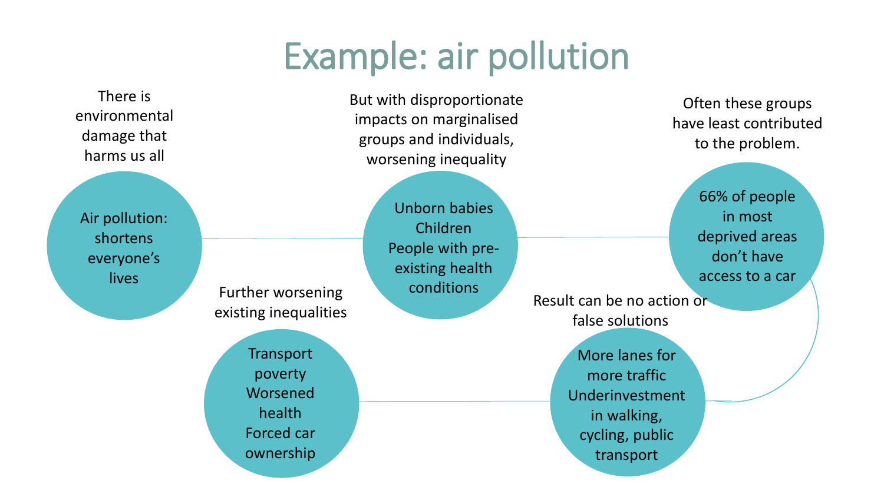# Example: air pollution

There is environmental damage that harms us all

Air pollution: shortens everyone's lives

But with disproportionate impacts on marginalised groups and individuals, worsening inequality

Unborn babies
Children
People with pre-existing health conditions

Often these groups have least contributed to the problem.

66% of people in most deprived areas don't have access to a car

Result can be no action or false solutions

More lanes for more traffic
Underinvestment in walking, cycling, public transport

Further worsening existing inequalities

Transport poverty
Worsened health
Forced car ownership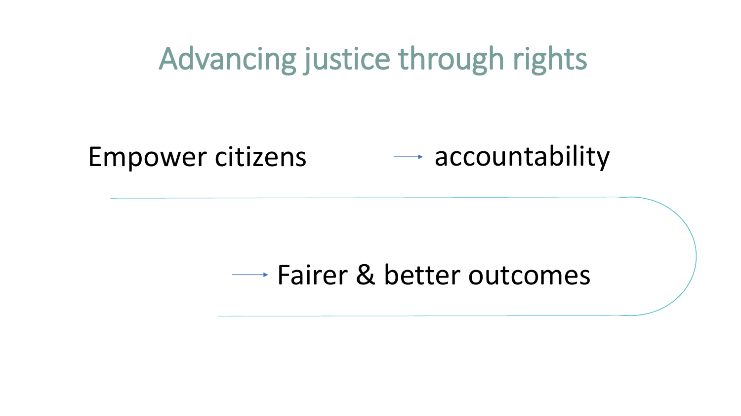# Advancing justice through rights

Empower citizens → accountability

→ Fairer & better outcomes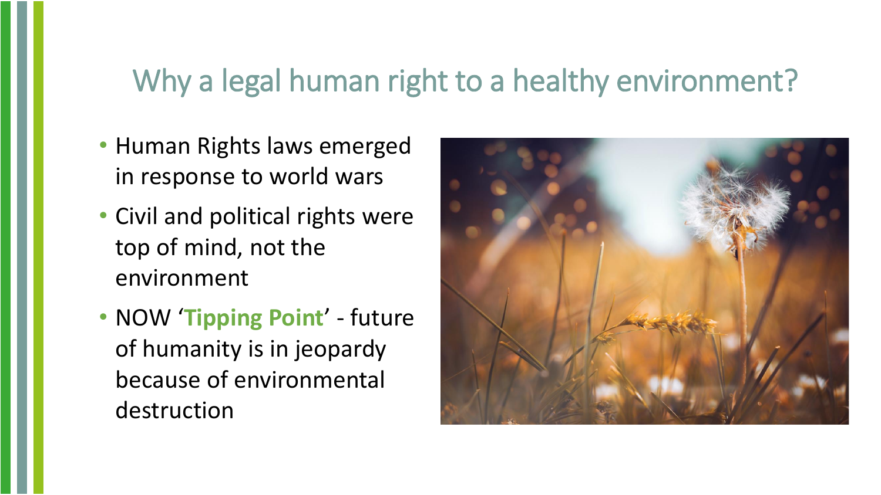## Why a legal human right to a healthy environment?

- Human Rights laws emerged in response to world wars
- Civil and political rights were top of mind, not the environment
- NOW '**Tipping Point**' - future of humanity is in jeopardy because of environmental destruction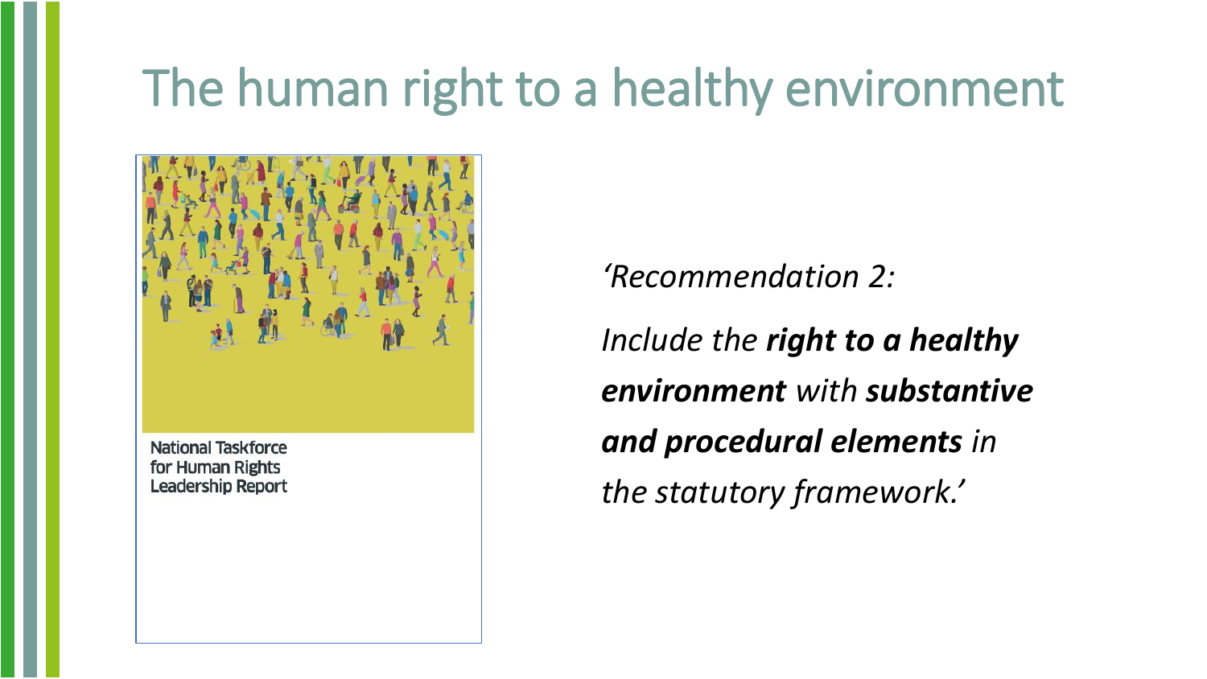# The human right to a healthy environment

National Taskforce for Human Rights Leadership Report

*'Recommendation 2:*

*Include the **right to a healthy environment** with **substantive and procedural elements** in the statutory framework.'*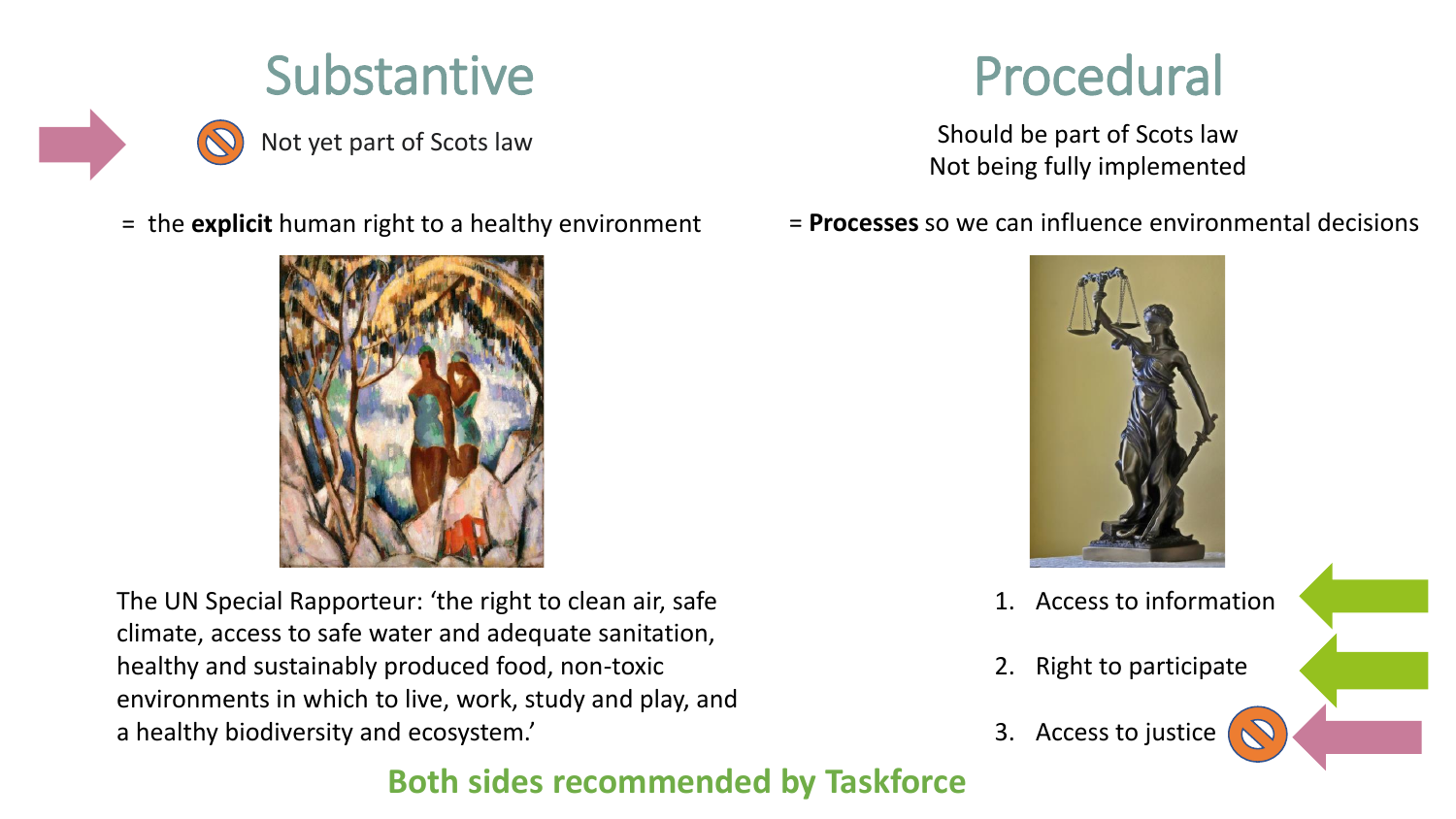## Substantive

Not yet part of Scots law

= the **explicit** human right to a healthy environment

The UN Special Rapporteur: 'the right to clean air, safe climate, access to safe water and adequate sanitation, healthy and sustainably produced food, non-toxic environments in which to live, work, study and play, and a healthy biodiversity and ecosystem.'

## Procedural

Should be part of Scots law
Not being fully implemented

= **Processes** so we can influence environmental decisions

1. Access to information
2. Right to participate
3. Access to justice

**Both sides recommended by Taskforce**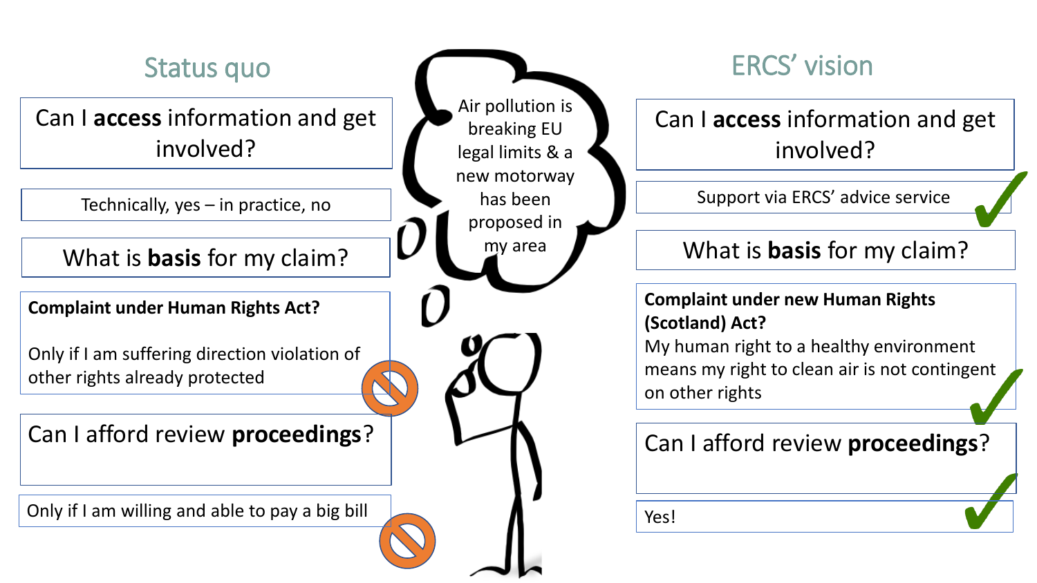## Status quo

**Can I access information and get involved?**

Technically, yes – in practice, no

**What is basis for my claim?**

**Complaint under Human Rights Act?**

Only if I am suffering direction violation of other rights already protected

**Can I afford review proceedings?**

Only if I am willing and able to pay a big bill

---

Air pollution is breaking EU legal limits & a new motorway has been proposed in my area

---

## ERCS' vision

**Can I access information and get involved?**

Support via ERCS' advice service ✓

**What is basis for my claim?**

**Complaint under new Human Rights (Scotland) Act?**

My human right to a healthy environment means my right to clean air is not contingent on other rights ✓

**Can I afford review proceedings?**

Yes! ✓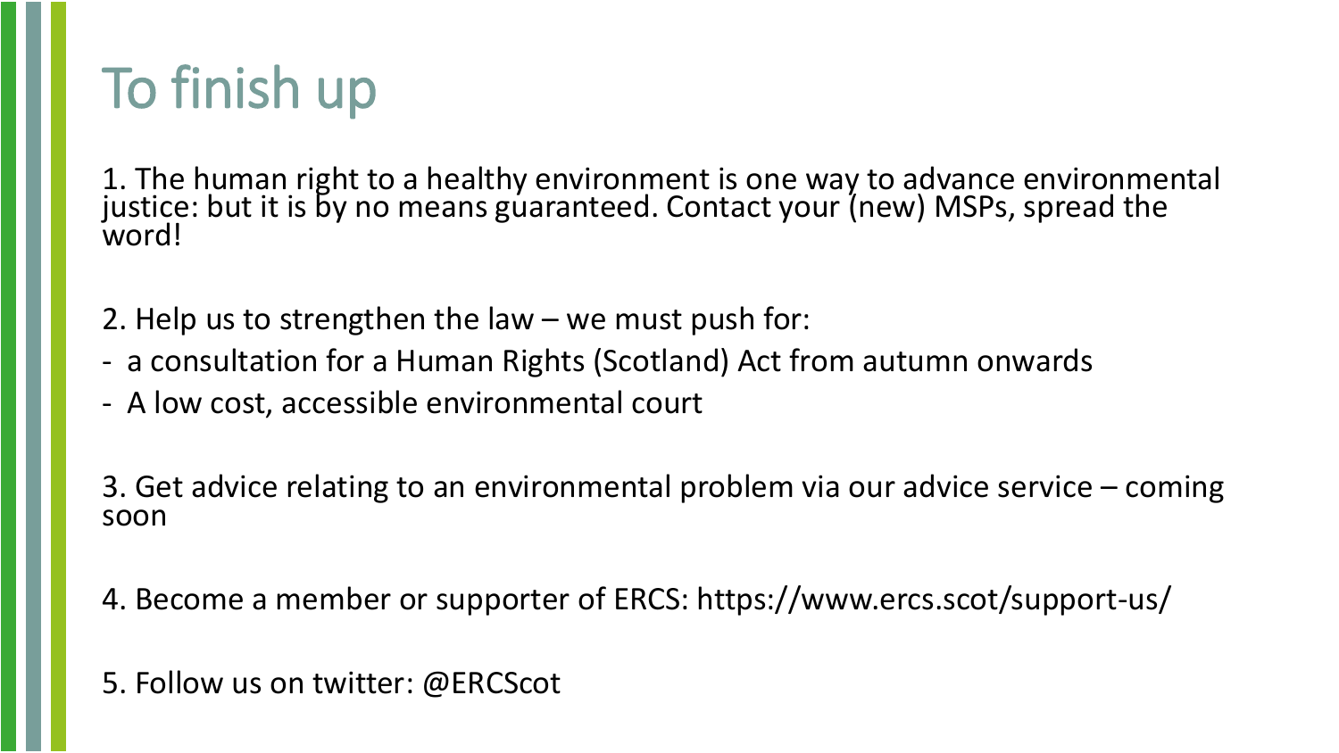# To finish up

1. The human right to a healthy environment is one way to advance environmental justice: but it is by no means guaranteed. Contact your (new) MSPs, spread the word!

2. Help us to strengthen the law – we must push for:

- a consultation for a Human Rights (Scotland) Act from autumn onwards
- A low cost, accessible environmental court

3. Get advice relating to an environmental problem via our advice service – coming soon

4. Become a member or supporter of ERCS: https://www.ercs.scot/support-us/

5. Follow us on twitter: @ERCScot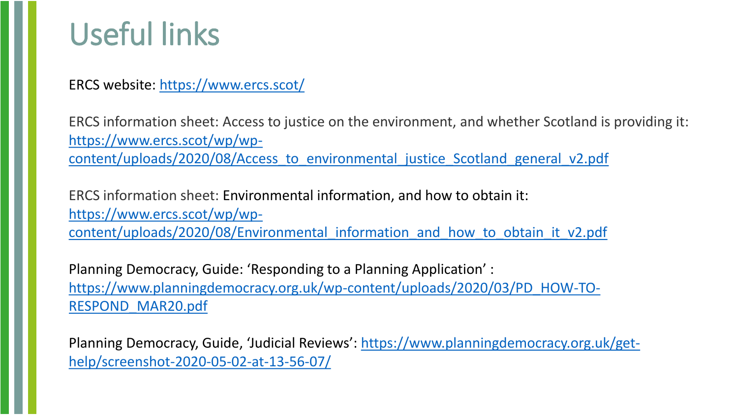# Useful links

ERCS website: https://www.ercs.scot/

ERCS information sheet: Access to justice on the environment, and whether Scotland is providing it: https://www.ercs.scot/wp/wp-content/uploads/2020/08/Access_to_environmental_justice_Scotland_general_v2.pdf

ERCS information sheet: Environmental information, and how to obtain it: https://www.ercs.scot/wp/wp-content/uploads/2020/08/Environmental_information_and_how_to_obtain_it_v2.pdf

Planning Democracy, Guide: 'Responding to a Planning Application' : https://www.planningdemocracy.org.uk/wp-content/uploads/2020/03/PD_HOW-TO-RESPOND_MAR20.pdf

Planning Democracy, Guide, 'Judicial Reviews': https://www.planningdemocracy.org.uk/get-help/screenshot-2020-05-02-at-13-56-07/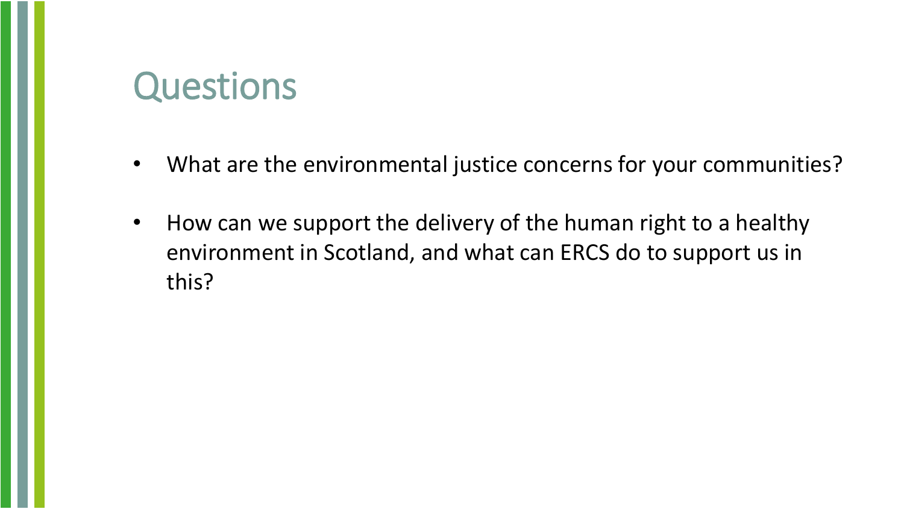# Questions

- What are the environmental justice concerns for your communities?
- How can we support the delivery of the human right to a healthy environment in Scotland, and what can ERCS do to support us in this?